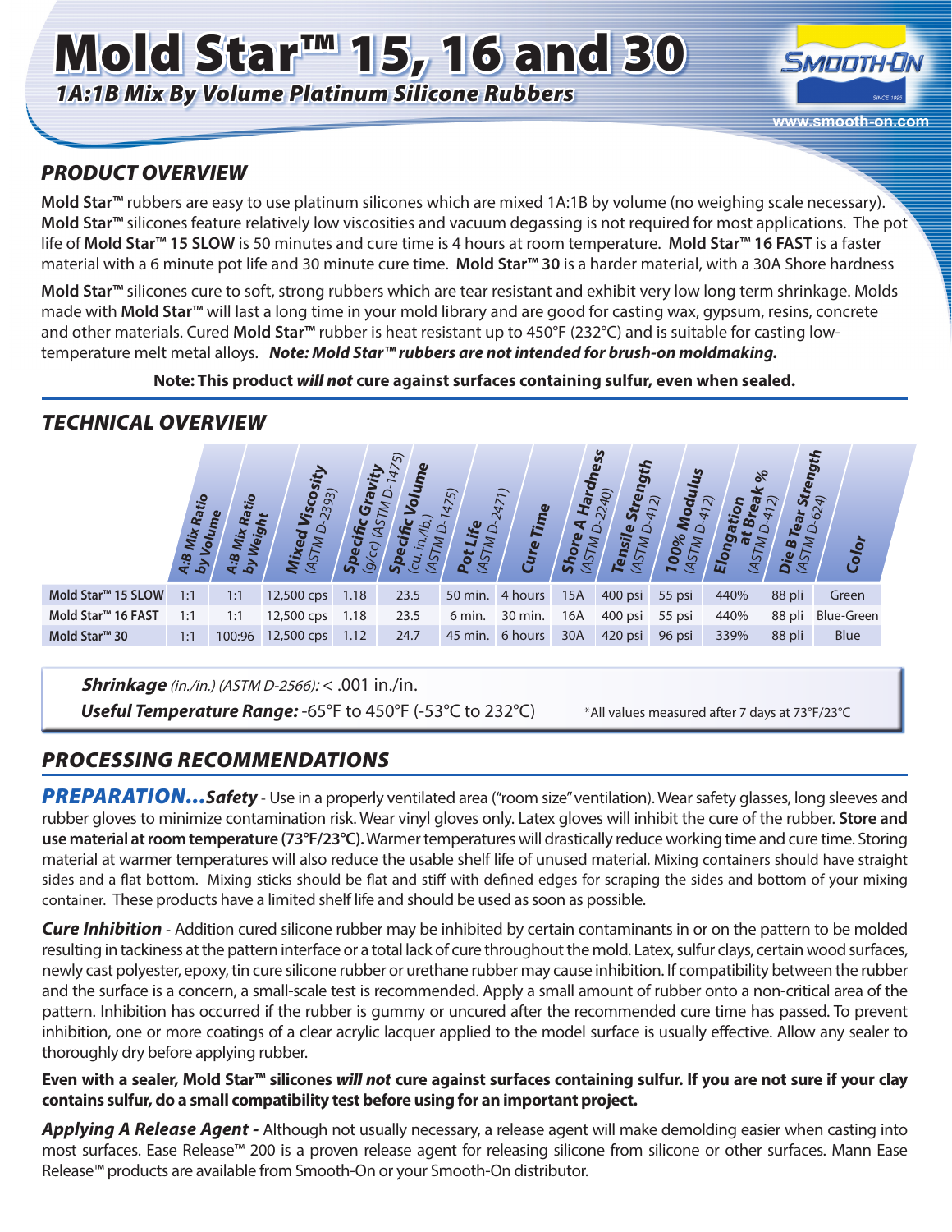# Mold Star™ 15, 16 and 30

## 1A:1B Mix By Volume Platinum Silicone Rubbers

SMOOTH-ON

www.smooth-on.com

## PRODUCT OVERVIEW

**Mold Star™** rubbers are easy to use platinum silicones which are mixed 1A:1B by volume (no weighing scale necessary). **Mold Star™** silicones feature relatively low viscosities and vacuum degassing is not required for most applications. The pot life of **Mold Star™ 15 SLOW** is 50 minutes and cure time is 4 hours at room temperature. **Mold Star™ 16 FAST** is a faster material with a 6 minute pot life and 30 minute cure time. **Mold Star™ 30** is a harder material, with a 30A Shore hardness

**Mold Star™** silicones cure to soft, strong rubbers which are tear resistant and exhibit very low long term shrinkage. Molds made with **Mold Star™** will last a long time in your mold library and are good for casting wax, gypsum, resins, concrete and other materials. Cured **Mold Star™** rubber is heat resistant up to 450°F (232°C) and is suitable for casting low-temperature melt metal alloys. ***Note: Mold Star™ rubbers are not intended for brush-on moldmaking.***

**Note: This product *will not* cure against surfaces containing sulfur, even when sealed.**

## TECHNICAL OVERVIEW

| | A:B Mix Ratio by Volume | A:B Mix Ratio by Weight | Mixed Viscosity (ASTM D-2393) | Specific Gravity (g/cc) (ASTM D-1475) | Specific Volume (cu. in./lb.) (ASTM D-1475) | Pot Life (ASTM D-2471) | Cure Time | Shore A Hardness (ASTM D-2240) | Tensile Strength (ASTM D-412) | 100% Modulus (ASTM D-412) | Elongation at Break % (ASTM D-412) | Die B Tear Strength (ASTM D-624) | Color |
|---|---|---|---|---|---|---|---|---|---|---|---|---|---|
| Mold Star™ 15 SLOW | 1:1 | 1:1 | 12,500 cps | 1.18 | 23.5 | 50 min. | 4 hours | 15A | 400 psi | 55 psi | 440% | 88 pli | Green |
| Mold Star™ 16 FAST | 1:1 | 1:1 | 12,500 cps | 1.18 | 23.5 | 6 min. | 30 min. | 16A | 400 psi | 55 psi | 440% | 88 pli | Blue-Green |
| Mold Star™ 30 | 1:1 | 100:96 | 12,500 cps | 1.12 | 24.7 | 45 min. | 6 hours | 30A | 420 psi | 96 psi | 339% | 88 pli | Blue |

***Shrinkage*** *(in./in.) (ASTM D-2566):* < .001 in./in.

***Useful Temperature Range:*** -65°F to 450°F (-53°C to 232°C)

*All values measured after 7 days at 73°F/23°C

## PROCESSING RECOMMENDATIONS

***PREPARATION...Safety*** - Use in a properly ventilated area ("room size" ventilation). Wear safety glasses, long sleeves and rubber gloves to minimize contamination risk. Wear vinyl gloves only. Latex gloves will inhibit the cure of the rubber. **Store and use material at room temperature (73°F/23°C).** Warmer temperatures will drastically reduce working time and cure time. Storing material at warmer temperatures will also reduce the usable shelf life of unused material. Mixing containers should have straight sides and a flat bottom. Mixing sticks should be flat and stiff with defined edges for scraping the sides and bottom of your mixing container. These products have a limited shelf life and should be used as soon as possible.

***Cure Inhibition*** - Addition cured silicone rubber may be inhibited by certain contaminants in or on the pattern to be molded resulting in tackiness at the pattern interface or a total lack of cure throughout the mold. Latex, sulfur clays, certain wood surfaces, newly cast polyester, epoxy, tin cure silicone rubber or urethane rubber may cause inhibition. If compatibility between the rubber and the surface is a concern, a small-scale test is recommended. Apply a small amount of rubber onto a non-critical area of the pattern. Inhibition has occurred if the rubber is gummy or uncured after the recommended cure time has passed. To prevent inhibition, one or more coatings of a clear acrylic lacquer applied to the model surface is usually effective. Allow any sealer to thoroughly dry before applying rubber.

**Even with a sealer, Mold Star™ silicones *will not* cure against surfaces containing sulfur. If you are not sure if your clay contains sulfur, do a small compatibility test before using for an important project.**

***Applying A Release Agent -*** Although not usually necessary, a release agent will make demolding easier when casting into most surfaces. Ease Release™ 200 is a proven release agent for releasing silicone from silicone or other surfaces. Mann Ease Release™ products are available from Smooth-On or your Smooth-On distributor.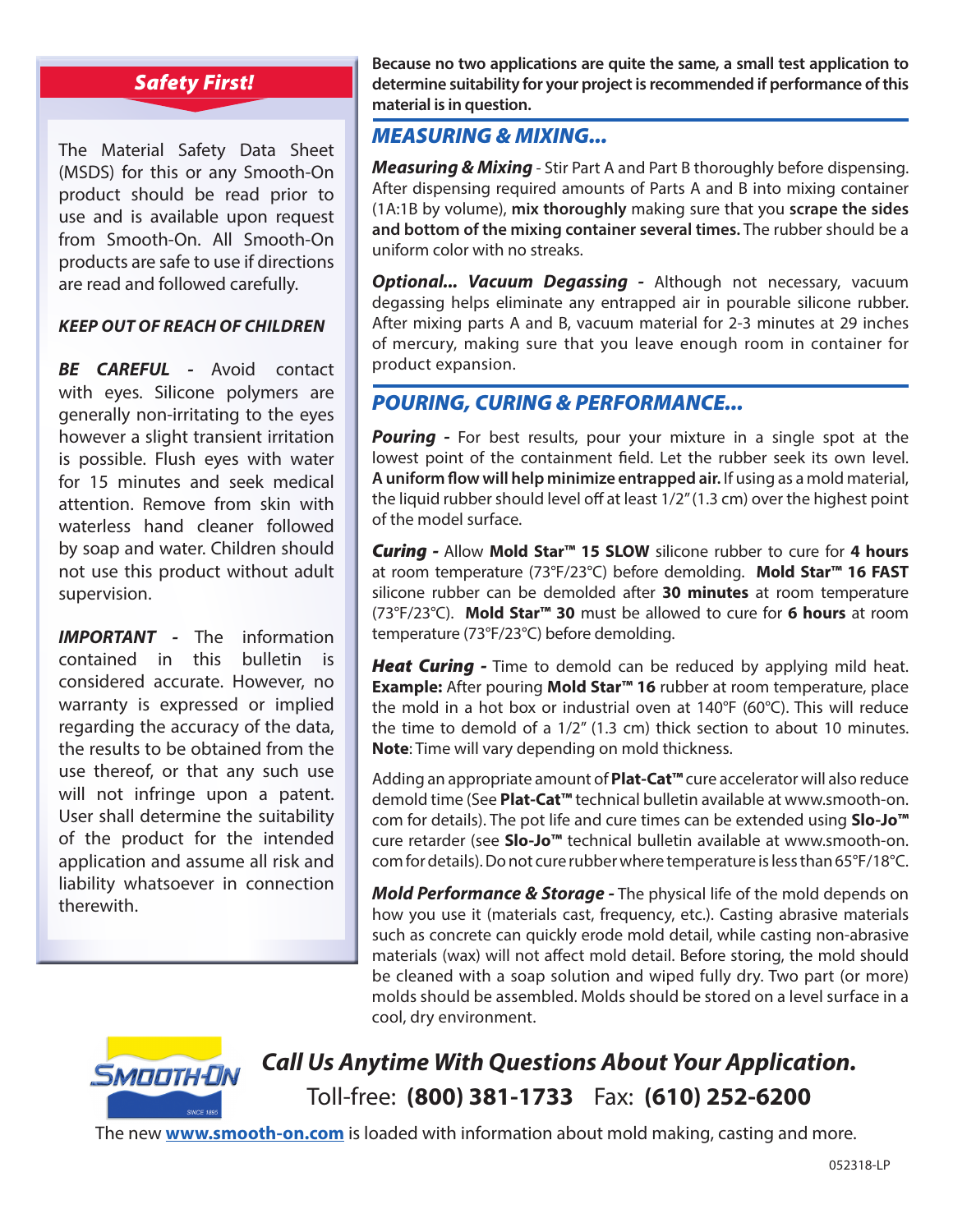## Safety First!

The Material Safety Data Sheet (MSDS) for this or any Smooth-On product should be read prior to use and is available upon request from Smooth-On. All Smooth-On products are safe to use if directions are read and followed carefully.

***KEEP OUT OF REACH OF CHILDREN***

***BE CAREFUL -*** Avoid contact with eyes. Silicone polymers are generally non-irritating to the eyes however a slight transient irritation is possible. Flush eyes with water for 15 minutes and seek medical attention. Remove from skin with waterless hand cleaner followed by soap and water. Children should not use this product without adult supervision.

***IMPORTANT -*** The information contained in this bulletin is considered accurate. However, no warranty is expressed or implied regarding the accuracy of the data, the results to be obtained from the use thereof, or that any such use will not infringe upon a patent. User shall determine the suitability of the product for the intended application and assume all risk and liability whatsoever in connection therewith.

**Because no two applications are quite the same, a small test application to determine suitability for your project is recommended if performance of this material is in question.**

## MEASURING & MIXING...

***Measuring & Mixing*** - Stir Part A and Part B thoroughly before dispensing. After dispensing required amounts of Parts A and B into mixing container (1A:1B by volume), **mix thoroughly** making sure that you **scrape the sides and bottom of the mixing container several times.** The rubber should be a uniform color with no streaks.

***Optional... Vacuum Degassing -*** Although not necessary, vacuum degassing helps eliminate any entrapped air in pourable silicone rubber. After mixing parts A and B, vacuum material for 2-3 minutes at 29 inches of mercury, making sure that you leave enough room in container for product expansion.

## POURING, CURING & PERFORMANCE...

***Pouring -*** For best results, pour your mixture in a single spot at the lowest point of the containment field. Let the rubber seek its own level. **A uniform flow will help minimize entrapped air.** If using as a mold material, the liquid rubber should level off at least 1/2" (1.3 cm) over the highest point of the model surface.

***Curing -*** Allow **Mold Star™ 15 SLOW** silicone rubber to cure for **4 hours** at room temperature (73°F/23°C) before demolding. **Mold Star™ 16 FAST** silicone rubber can be demolded after **30 minutes** at room temperature (73°F/23°C). **Mold Star™ 30** must be allowed to cure for **6 hours** at room temperature (73°F/23°C) before demolding.

***Heat Curing -*** Time to demold can be reduced by applying mild heat. **Example:** After pouring **Mold Star™ 16** rubber at room temperature, place the mold in a hot box or industrial oven at 140°F (60°C). This will reduce the time to demold of a 1/2" (1.3 cm) thick section to about 10 minutes. **Note**: Time will vary depending on mold thickness.

Adding an appropriate amount of **Plat-Cat™** cure accelerator will also reduce demold time (See **Plat-Cat™** technical bulletin available at www.smooth-on.com for details). The pot life and cure times can be extended using **Slo-Jo™** cure retarder (see **Slo-Jo™** technical bulletin available at www.smooth-on.com for details). Do not cure rubber where temperature is less than 65°F/18°C.

***Mold Performance & Storage -*** The physical life of the mold depends on how you use it (materials cast, frequency, etc.). Casting abrasive materials such as concrete can quickly erode mold detail, while casting non-abrasive materials (wax) will not affect mold detail. Before storing, the mold should be cleaned with a soap solution and wiped fully dry. Two part (or more) molds should be assembled. Molds should be stored on a level surface in a cool, dry environment.

SMOOTH-ON SINCE 1895

***Call Us Anytime With Questions About Your Application.***

Toll-free: **(800) 381-1733** Fax: **(610) 252-6200**

The new **www.smooth-on.com** is loaded with information about mold making, casting and more.

052318-LP